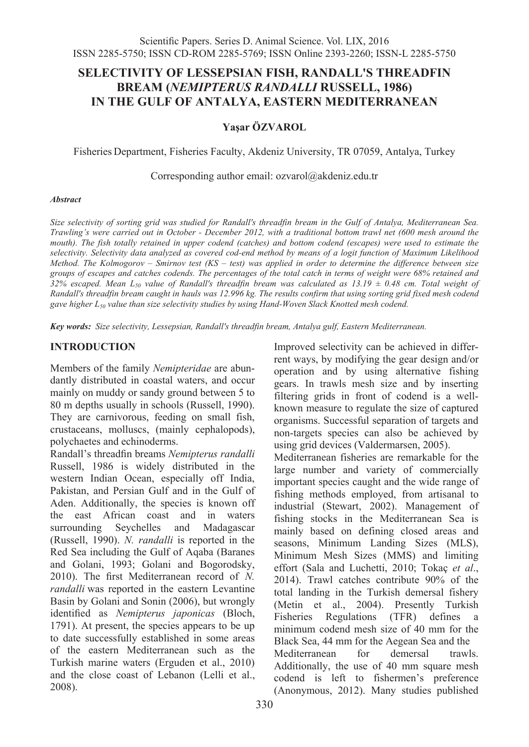# SELECTIVITY OF LESSEPSIAN FISH, RANDALL'S THREADFIN BREAM (*NEMIPTERUS RANDALLI* RUSSELL, 1986) IN THE GULF OF ANTALYA, EASTERN MEDITERRANEAN

**Yaşar ÖZVAROL**

Fisheries Department, Fisheries Faculty, Akdeniz University, TR 07059, Antalya, Turkey

Corresponding author email: ozvarol@akdeniz.edu.tr

***Abstract***

*Size selectivity of sorting grid was studied for Randall's threadfin bream in the Gulf of Antalya, Mediterranean Sea. Trawling's were carried out in October - December 2012, with a traditional bottom trawl net (600 mesh around the mouth). The fish totally retained in upper codend (catches) and bottom codend (escapes) were used to estimate the selectivity. Selectivity data analyzed as covered cod-end method by means of a logit function of Maximum Likelihood Method. The Kolmogorov – Smirnov test (KS – test) was applied in order to determine the difference between size groups of escapes and catches codends. The percentages of the total catch in terms of weight were 68% retained and 32% escaped. Mean $L_{50}$ value of Randall's threadfin bream was calculated as 13.19 ± 0.48 cm. Total weight of Randall's threadfin bream caught in hauls was 12.996 kg. The results confirm that using sorting grid fixed mesh codend gave higher $L_{50}$ value than size selectivity studies by using Hand-Woven Slack Knotted mesh codend.*

***Key words:*** *Size selectivity, Lessepsian, Randall's threadfin bream, Antalya gulf, Eastern Mediterranean.*

## INTRODUCTION

Members of the family *Nemipteridae* are abundantly distributed in coastal waters, and occur mainly on muddy or sandy ground between 5 to 80 m depths usually in schools (Russell, 1990). They are carnivorous, feeding on small fish, crustaceans, molluscs, (mainly cephalopods), polychaetes and echinoderms.

Randall's threadfin breams *Nemipterus randalli* Russell, 1986 is widely distributed in the western Indian Ocean, especially off India, Pakistan, and Persian Gulf and in the Gulf of Aden. Additionally, the species is known off the east African coast and in waters surrounding Seychelles and Madagascar (Russell, 1990). *N. randalli* is reported in the Red Sea including the Gulf of Aqaba (Baranes and Golani, 1993; Golani and Bogorodsky, 2010). The first Mediterranean record of *N. randalli* was reported in the eastern Levantine Basin by Golani and Sonin (2006), but wrongly identified as *Nemipterus japonicas* (Bloch, 1791). At present, the species appears to be up to date successfully established in some areas of the eastern Mediterranean such as the Turkish marine waters (Erguden et al., 2010) and the close coast of Lebanon (Lelli et al., 2008).

Improved selectivity can be achieved in different ways, by modifying the gear design and/or operation and by using alternative fishing gears. In trawls mesh size and by inserting filtering grids in front of codend is a well-known measure to regulate the size of captured organisms. Successful separation of targets and non-targets species can also be achieved by using grid devices (Valdermarsen, 2005).

Mediterranean fisheries are remarkable for the large number and variety of commercially important species caught and the wide range of fishing methods employed, from artisanal to industrial (Stewart, 2002). Management of fishing stocks in the Mediterranean Sea is mainly based on defining closed areas and seasons, Minimum Landing Sizes (MLS), Minimum Mesh Sizes (MMS) and limiting effort (Sala and Luchetti, 2010; Tokaç *et al*., 2014). Trawl catches contribute 90% of the total landing in the Turkish demersal fishery (Metin et al., 2004). Presently Turkish Fisheries Regulations (TFR) defines a minimum codend mesh size of 40 mm for the Black Sea, 44 mm for the Aegean Sea and the Mediterranean for demersal trawls. Additionally, the use of 40 mm square mesh codend is left to fishermen's preference (Anonymous, 2012). Many studies published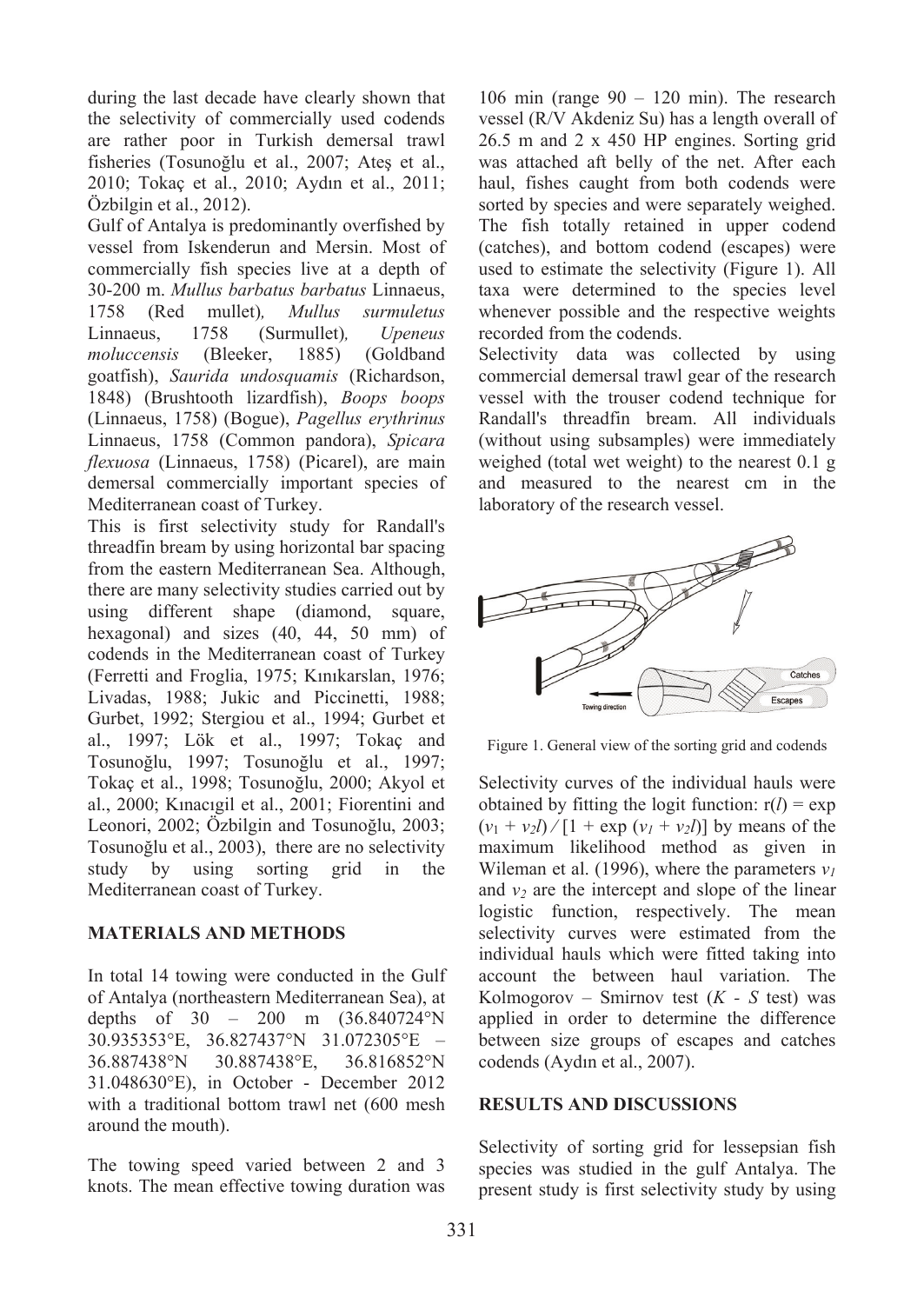during the last decade have clearly shown that the selectivity of commercially used codends are rather poor in Turkish demersal trawl fisheries (Tosunoğlu et al., 2007; Ateş et al., 2010; Tokaç et al., 2010; Aydın et al., 2011; Özbilgin et al., 2012).

Gulf of Antalya is predominantly overfished by vessel from Iskenderun and Mersin. Most of commercially fish species live at a depth of 30-200 m. *Mullus barbatus barbatus* Linnaeus, 1758 (Red mullet), *Mullus surmuletus* Linnaeus, 1758 (Surmullet), *Upeneus moluccensis* (Bleeker, 1885) (Goldband goatfish), *Saurida undosquamis* (Richardson, 1848) (Brushtooth lizardfish), *Boops boops* (Linnaeus, 1758) (Bogue), *Pagellus erythrinus* Linnaeus, 1758 (Common pandora), *Spicara flexuosa* (Linnaeus, 1758) (Picarel), are main demersal commercially important species of Mediterranean coast of Turkey.

This is first selectivity study for Randall's threadfin bream by using horizontal bar spacing from the eastern Mediterranean Sea. Although, there are many selectivity studies carried out by using different shape (diamond, square, hexagonal) and sizes (40, 44, 50 mm) of codends in the Mediterranean coast of Turkey (Ferretti and Froglia, 1975; Kınıkarslan, 1976; Livadas, 1988; Jukic and Piccinetti, 1988; Gurbet, 1992; Stergiou et al., 1994; Gurbet et al., 1997; Lök et al., 1997; Tokaç and Tosunoğlu, 1997; Tosunoğlu et al., 1997; Tokaç et al., 1998; Tosunoğlu, 2000; Akyol et al., 2000; Kınacıgil et al., 2001; Fiorentini and Leonori, 2002; Özbilgin and Tosunoğlu, 2003; Tosunoğlu et al., 2003), there are no selectivity study by using sorting grid in the Mediterranean coast of Turkey.

## MATERIALS AND METHODS

In total 14 towing were conducted in the Gulf of Antalya (northeastern Mediterranean Sea), at depths of 30 – 200 m (36.840724°N 30.935353°E, 36.827437°N 31.072305°E – 36.887438°N 30.887438°E, 36.816852°N 31.048630°E), in October - December 2012 with a traditional bottom trawl net (600 mesh around the mouth).

The towing speed varied between 2 and 3 knots. The mean effective towing duration was 106 min (range 90 – 120 min). The research vessel (R/V Akdeniz Su) has a length overall of 26.5 m and 2 x 450 HP engines. Sorting grid was attached aft belly of the net. After each haul, fishes caught from both codends were sorted by species and were separately weighed. The fish totally retained in upper codend (catches), and bottom codend (escapes) were used to estimate the selectivity (Figure 1). All taxa were determined to the species level whenever possible and the respective weights recorded from the codends.

Selectivity data was collected by using commercial demersal trawl gear of the research vessel with the trouser codend technique for Randall's threadfin bream. All individuals (without using subsamples) were immediately weighed (total wet weight) to the nearest 0.1 g and measured to the nearest cm in the laboratory of the research vessel.

Figure 1. General view of the sorting grid and codends

Selectivity curves of the individual hauls were obtained by fitting the logit function: $r(l) = \exp(v_1 + v_2 l) / [1 + \exp(v_1 + v_2 l)]$ by means of the maximum likelihood method as given in Wileman et al. (1996), where the parameters $v_1$ and $v_2$ are the intercept and slope of the linear logistic function, respectively. The mean selectivity curves were estimated from the individual hauls which were fitted taking into account the between haul variation. The Kolmogorov – Smirnov test ($K$ - $S$ test) was applied in order to determine the difference between size groups of escapes and catches codends (Aydın et al., 2007).

## RESULTS AND DISCUSSIONS

Selectivity of sorting grid for lessepsian fish species was studied in the gulf Antalya. The present study is first selectivity study by using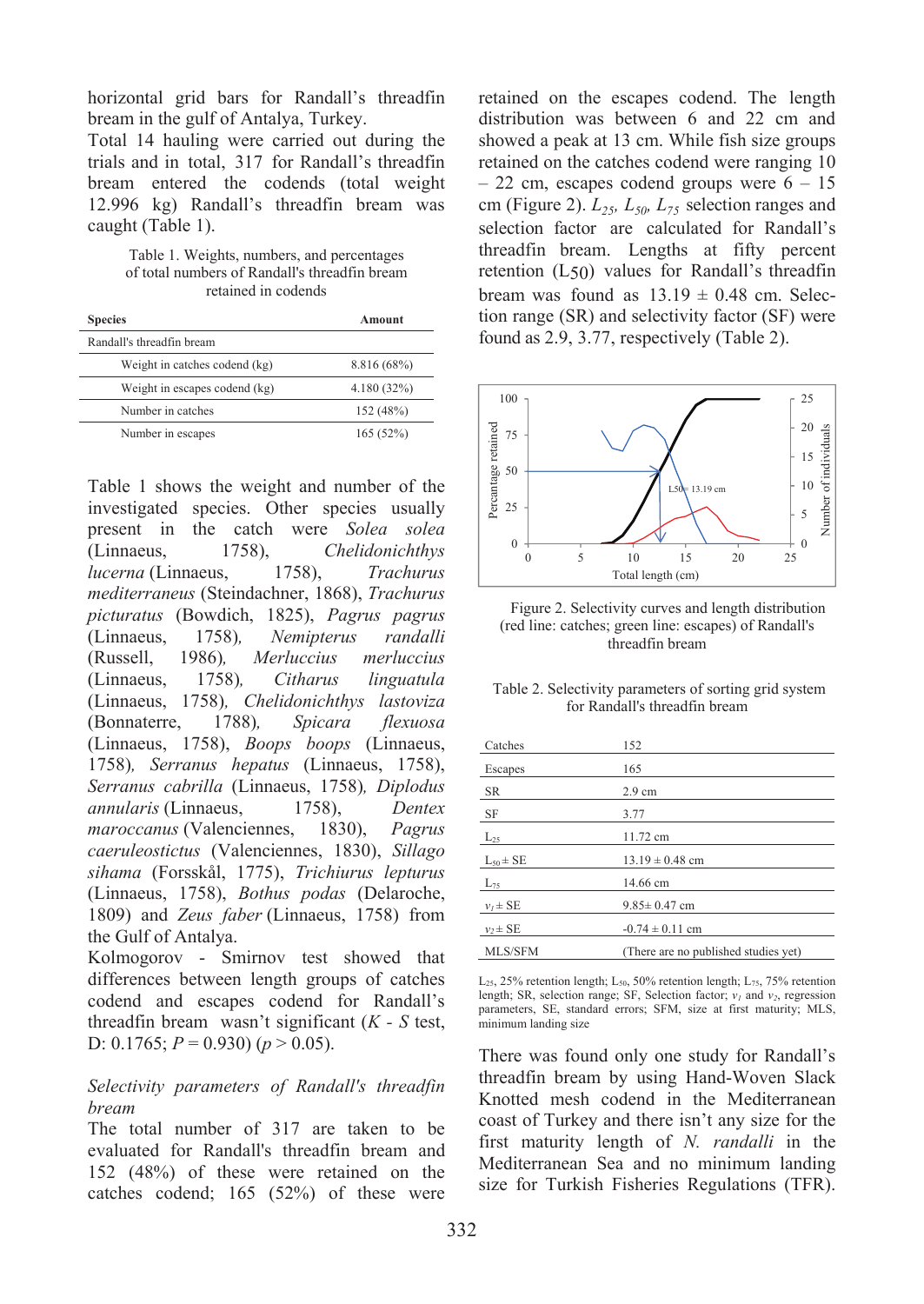horizontal grid bars for Randall's threadfin bream in the gulf of Antalya, Turkey.

Total 14 hauling were carried out during the trials and in total, 317 for Randall's threadfin bream entered the codends (total weight 12.996 kg) Randall's threadfin bream was caught (Table 1).

Table 1. Weights, numbers, and percentages of total numbers of Randall's threadfin bream retained in codends

| Species | Amount |
|---|---|
| Randall's threadfin bream | |
| Weight in catches codend (kg) | 8.816 (68%) |
| Weight in escapes codend (kg) | 4.180 (32%) |
| Number in catches | 152 (48%) |
| Number in escapes | 165 (52%) |

Table 1 shows the weight and number of the investigated species. Other species usually present in the catch were *Solea solea* (Linnaeus, 1758), *Chelidonichthys lucerna* (Linnaeus, 1758), *Trachurus mediterraneus* (Steindachner, 1868), *Trachurus picturatus* (Bowdich, 1825), *Pagrus pagrus* (Linnaeus, 1758), *Nemipterus randalli* (Russell, 1986), *Merluccius merluccius* (Linnaeus, 1758), *Citharus linguatula* (Linnaeus, 1758), *Chelidonichthys lastoviza* (Bonnaterre, 1788), *Spicara flexuosa* (Linnaeus, 1758), *Boops boops* (Linnaeus, 1758), *Serranus hepatus* (Linnaeus, 1758), *Serranus cabrilla* (Linnaeus, 1758), *Diplodus annularis* (Linnaeus, 1758), *Dentex maroccanus* (Valenciennes, 1830), *Pagrus caeruleostictus* (Valenciennes, 1830), *Sillago sihama* (Forsskål, 1775), *Trichiurus lepturus* (Linnaeus, 1758), *Bothus podas* (Delaroche, 1809) and *Zeus faber* (Linnaeus, 1758) from the Gulf of Antalya.

Kolmogorov - Smirnov test showed that differences between length groups of catches codend and escapes codend for Randall's threadfin bream wasn't significant (*K - S* test, D: 0.1765; $P = 0.930$) ($p > 0.05$).

*Selectivity parameters of Randall's threadfin bream*

The total number of 317 are taken to be evaluated for Randall's threadfin bream and 152 (48%) of these were retained on the catches codend; 165 (52%) of these were retained on the escapes codend. The length distribution was between 6 and 22 cm and showed a peak at 13 cm. While fish size groups retained on the catches codend were ranging 10 – 22 cm, escapes codend groups were 6 – 15 cm (Figure 2). $L_{25}$, $L_{50}$, $L_{75}$ selection ranges and selection factor are calculated for Randall's threadfin bream. Lengths at fifty percent retention ($L_{50}$) values for Randall's threadfin bream was found as $13.19 \pm 0.48$ cm. Selection range (SR) and selectivity factor (SF) were found as 2.9, 3.77, respectively (Table 2).

Figure 2. Selectivity curves and length distribution (red line: catches; green line: escapes) of Randall's threadfin bream

Table 2. Selectivity parameters of sorting grid system for Randall's threadfin bream

| | |
|---|---|
| Catches | 152 |
| Escapes | 165 |
| SR | 2.9 cm |
| SF | 3.77 |
| $L_{25}$ | 11.72 cm |
| $L_{50} \pm$ SE | $13.19 \pm 0.48$ cm |
| $L_{75}$ | 14.66 cm |
| $v_1 \pm$ SE | $9.85 \pm 0.47$ cm |
| $v_2 \pm$ SE | $-0.74 \pm 0.11$ cm |
| MLS/SFM | (There are no published studies yet) |

$L_{25}$, 25% retention length; $L_{50}$, 50% retention length; $L_{75}$, 75% retention length; SR, selection range; SF, Selection factor; $v_1$ and $v_2$, regression parameters, SE, standard errors; SFM, size at first maturity; MLS, minimum landing size

There was found only one study for Randall's threadfin bream by using Hand-Woven Slack Knotted mesh codend in the Mediterranean coast of Turkey and there isn't any size for the first maturity length of *N. randalli* in the Mediterranean Sea and no minimum landing size for Turkish Fisheries Regulations (TFR).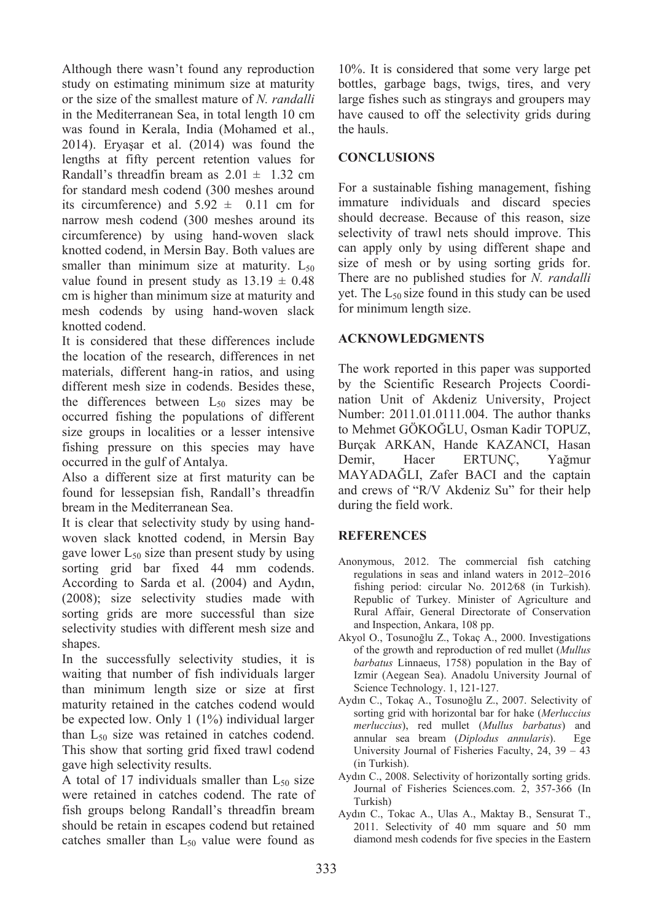Although there wasn't found any reproduction study on estimating minimum size at maturity or the size of the smallest mature of *N. randalli* in the Mediterranean Sea, in total length 10 cm was found in Kerala, India (Mohamed et al., 2014). Eryaşar et al. (2014) was found the lengths at fifty percent retention values for Randall's threadfin bream as $2.01 \pm 1.32$ cm for standard mesh codend (300 meshes around its circumference) and $5.92 \pm 0.11$ cm for narrow mesh codend (300 meshes around its circumference) by using hand-woven slack knotted codend, in Mersin Bay. Both values are smaller than minimum size at maturity. $L_{50}$ value found in present study as $13.19 \pm 0.48$ cm is higher than minimum size at maturity and mesh codends by using hand-woven slack knotted codend.

It is considered that these differences include the location of the research, differences in net materials, different hang-in ratios, and using different mesh size in codends. Besides these, the differences between $L_{50}$ sizes may be occurred fishing the populations of different size groups in localities or a lesser intensive fishing pressure on this species may have occurred in the gulf of Antalya.

Also a different size at first maturity can be found for lessepsian fish, Randall's threadfin bream in the Mediterranean Sea.

It is clear that selectivity study by using hand-woven slack knotted codend, in Mersin Bay gave lower $L_{50}$ size than present study by using sorting grid bar fixed 44 mm codends. According to Sarda et al. (2004) and Aydın, (2008); size selectivity studies made with sorting grids are more successful than size selectivity studies with different mesh size and shapes.

In the successfully selectivity studies, it is waiting that number of fish individuals larger than minimum length size or size at first maturity retained in the catches codend would be expected low. Only 1 (1%) individual larger than $L_{50}$ size was retained in catches codend. This show that sorting grid fixed trawl codend gave high selectivity results.

A total of 17 individuals smaller than $L_{50}$ size were retained in catches codend. The rate of fish groups belong Randall's threadfin bream should be retain in escapes codend but retained catches smaller than $L_{50}$ value were found as 10%. It is considered that some very large pet bottles, garbage bags, twigs, tires, and very large fishes such as stingrays and groupers may have caused to off the selectivity grids during the hauls.

## CONCLUSIONS

For a sustainable fishing management, fishing immature individuals and discard species should decrease. Because of this reason, size selectivity of trawl nets should improve. This can apply only by using different shape and size of mesh or by using sorting grids for. There are no published studies for *N. randalli* yet. The $L_{50}$ size found in this study can be used for minimum length size.

## ACKNOWLEDGMENTS

The work reported in this paper was supported by the Scientific Research Projects Coordination Unit of Akdeniz University, Project Number: 2011.01.0111.004. The author thanks to Mehmet GÖKOĞLU, Osman Kadir TOPUZ, Burçak ARKAN, Hande KAZANCI, Hasan Demir, Hacer ERTUNÇ, Yağmur MAYADAĞLI, Zafer BACI and the captain and crews of "R/V Akdeniz Su" for their help during the field work.

## REFERENCES

Anonymous, 2012. The commercial fish catching regulations in seas and inland waters in 2012–2016 fishing period: circular No. 2012/68 (in Turkish). Republic of Turkey. Minister of Agriculture and Rural Affair, General Directorate of Conservation and Inspection, Ankara, 108 pp.

Akyol O., Tosunoğlu Z., Tokaç A., 2000. Investigations of the growth and reproduction of red mullet (*Mullus barbatus* Linnaeus, 1758) population in the Bay of Izmir (Aegean Sea). Anadolu University Journal of Science Technology. 1, 121-127.

Aydın C., Tokaç A., Tosunoğlu Z., 2007. Selectivity of sorting grid with horizontal bar for hake (*Merluccius merluccius*), red mullet (*Mullus barbatus*) and annular sea bream (*Diplodus annularis*). Ege University Journal of Fisheries Faculty, 24, 39 – 43 (in Turkish).

Aydın C., 2008. Selectivity of horizontally sorting grids. Journal of Fisheries Sciences.com. 2, 357-366 (In Turkish)

Aydın C., Tokac A., Ulas A., Maktay B., Sensurat T., 2011. Selectivity of 40 mm square and 50 mm diamond mesh codends for five species in the Eastern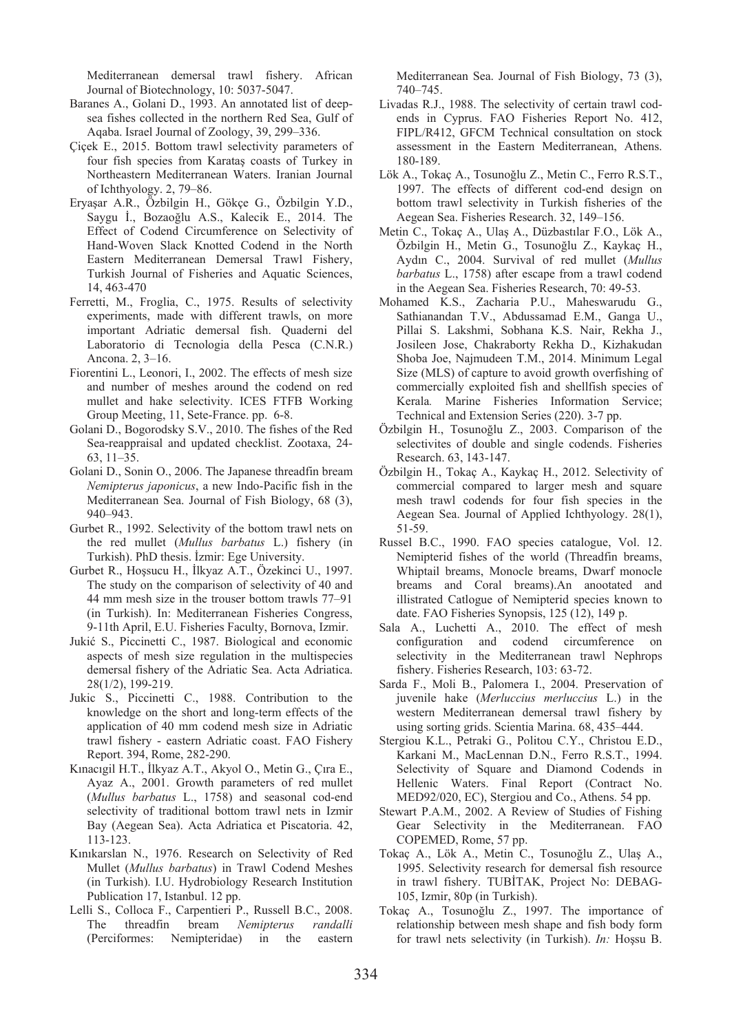Mediterranean demersal trawl fishery. African Journal of Biotechnology, 10: 5037-5047.

Baranes A., Golani D., 1993. An annotated list of deep-sea fishes collected in the northern Red Sea, Gulf of Aqaba. Israel Journal of Zoology, 39, 299–336.

Çiçek E., 2015. Bottom trawl selectivity parameters of four fish species from Karataş coasts of Turkey in Northeastern Mediterranean Waters. Iranian Journal of Ichthyology. 2, 79–86.

Eryaşar A.R., Özbilgin H., Gökçe G., Özbilgin Y.D., Saygu İ., Bozaoğlu A.S., Kalecik E., 2014. The Effect of Codend Circumference on Selectivity of Hand-Woven Slack Knotted Codend in the North Eastern Mediterranean Demersal Trawl Fishery, Turkish Journal of Fisheries and Aquatic Sciences, 14, 463-470

Ferretti, M., Froglia, C., 1975. Results of selectivity experiments, made with different trawls, on more important Adriatic demersal fish. Quaderni del Laboratorio di Tecnologia della Pesca (C.N.R.) Ancona. 2, 3–16.

Fiorentini L., Leonori, I., 2002. The effects of mesh size and number of meshes around the codend on red mullet and hake selectivity. ICES FTFB Working Group Meeting, 11, Sete-France. pp. 6-8.

Golani D., Bogorodsky S.V., 2010. The fishes of the Red Sea-reappraisal and updated checklist. Zootaxa, 24-63, 11–35.

Golani D., Sonin O., 2006. The Japanese threadfin bream *Nemipterus japonicus*, a new Indo-Pacific fish in the Mediterranean Sea. Journal of Fish Biology, 68 (3), 940–943.

Gurbet R., 1992. Selectivity of the bottom trawl nets on the red mullet (*Mullus barbatus* L.) fishery (in Turkish). PhD thesis. İzmir: Ege University.

Gurbet R., Hoşsucu H., İlkyaz A.T., Özekinci U., 1997. The study on the comparison of selectivity of 40 and 44 mm mesh size in the trouser bottom trawls 77–91 (in Turkish). In: Mediterranean Fisheries Congress, 9-11th April, E.U. Fisheries Faculty, Bornova, Izmir.

Jukić S., Piccinetti C., 1987. Biological and economic aspects of mesh size regulation in the multispecies demersal fishery of the Adriatic Sea. Acta Adriatica. 28(1/2), 199-219.

Jukic S., Piccinetti C., 1988. Contribution to the knowledge on the short and long-term effects of the application of 40 mm codend mesh size in Adriatic trawl fishery - eastern Adriatic coast. FAO Fishery Report. 394, Rome, 282-290.

Kınacıgil H.T., İlkyaz A.T., Akyol O., Metin G., Çıra E., Ayaz A., 2001. Growth parameters of red mullet (*Mullus barbatus* L., 1758) and seasonal cod-end selectivity of traditional bottom trawl nets in Izmir Bay (Aegean Sea). Acta Adriatica et Piscatoria. 42, 113-123.

Kınıkarslan N., 1976. Research on Selectivity of Red Mullet (*Mullus barbatus*) in Trawl Codend Meshes (in Turkish). I.U. Hydrobiology Research Institution Publication 17, Istanbul. 12 pp.

Lelli S., Colloca F., Carpentieri P., Russell B.C., 2008. The threadfin bream *Nemipterus randalli* (Perciformes: Nemipteridae) in the eastern Mediterranean Sea. Journal of Fish Biology, 73 (3), 740–745.

Livadas R.J., 1988. The selectivity of certain trawl cod-ends in Cyprus. FAO Fisheries Report No. 412, FIPL/R412, GFCM Technical consultation on stock assessment in the Eastern Mediterranean, Athens. 180-189.

Lök A., Tokaç A., Tosunoğlu Z., Metin C., Ferro R.S.T., 1997. The effects of different cod-end design on bottom trawl selectivity in Turkish fisheries of the Aegean Sea. Fisheries Research. 32, 149–156.

Metin C., Tokaç A., Ulaş A., Düzbastılar F.O., Lök A., Özbilgin H., Metin G., Tosunoğlu Z., Kaykaç H., Aydın C., 2004. Survival of red mullet (*Mullus barbatus* L., 1758) after escape from a trawl codend in the Aegean Sea. Fisheries Research, 70: 49-53.

Mohamed K.S., Zacharia P.U., Maheswarudu G., Sathianandan T.V., Abdussamad E.M., Ganga U., Pillai S. Lakshmi, Sobhana K.S. Nair, Rekha J., Josileen Jose, Chakraborty Rekha D., Kizhakudan Shoba Joe, Najmudeen T.M., 2014. Minimum Legal Size (MLS) of capture to avoid growth overfishing of commercially exploited fish and shellfish species of Kerala*.* Marine Fisheries Information Service; Technical and Extension Series (220). 3-7 pp.

Özbilgin H., Tosunoğlu Z., 2003. Comparison of the selectivites of double and single codends. Fisheries Research. 63, 143-147.

Özbilgin H., Tokaç A., Kaykaç H., 2012. Selectivity of commercial compared to larger mesh and square mesh trawl codends for four fish species in the Aegean Sea. Journal of Applied Ichthyology. 28(1), 51-59.

Russel B.C., 1990. FAO species catalogue, Vol. 12. Nemipterid fishes of the world (Threadfin breams, Whiptail breams, Monocle breams, Dwarf monocle breams and Coral breams).An anootated and illistrated Catlogue of Nemipterid species known to date. FAO Fisheries Synopsis, 125 (12), 149 p.

Sala A., Luchetti A., 2010. The effect of mesh configuration and codend circumference on selectivity in the Mediterranean trawl Nephrops fishery. Fisheries Research, 103: 63-72.

Sarda F., Moli B., Palomera I., 2004. Preservation of juvenile hake (*Merluccius merluccius* L.) in the western Mediterranean demersal trawl fishery by using sorting grids. Scientia Marina. 68, 435–444.

Stergiou K.L., Petraki G., Politou C.Y., Christou E.D., Karkani M., MacLennan D.N., Ferro R.S.T., 1994. Selectivity of Square and Diamond Codends in Hellenic Waters. Final Report (Contract No. MED92/020, EC), Stergiou and Co., Athens. 54 pp.

Stewart P.A.M., 2002. A Review of Studies of Fishing Gear Selectivity in the Mediterranean. FAO COPEMED, Rome, 57 pp.

Tokaç A., Lök A., Metin C., Tosunoğlu Z., Ulaş A., 1995. Selectivity research for demersal fish resource in trawl fishery. TUBİTAK, Project No: DEBAG-105, Izmir, 80p (in Turkish).

Tokaç A., Tosunoğlu Z., 1997. The importance of relationship between mesh shape and fish body form for trawl nets selectivity (in Turkish). *In:* Hoşsu B.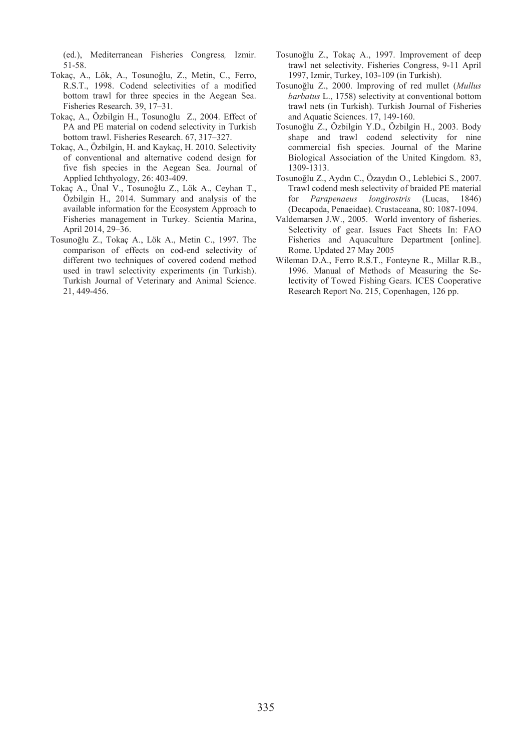(ed.), Mediterranean Fisheries Congress*,* Izmir. 51-58.

Tokaç, A., Lök, A., Tosunoğlu, Z., Metin, C., Ferro, R.S.T., 1998. Codend selectivities of a modified bottom trawl for three species in the Aegean Sea. Fisheries Research. 39, 17–31.

Tokaç, A., Özbilgin H., Tosunoğlu Z., 2004. Effect of PA and PE material on codend selectivity in Turkish bottom trawl. Fisheries Research. 67, 317–327.

Tokaç, A., Özbilgin, H. and Kaykaç, H. 2010. Selectivity of conventional and alternative codend design for five fish species in the Aegean Sea. Journal of Applied Ichthyology, 26: 403-409.

Tokaç A., Ünal V., Tosunoğlu Z., Lök A., Ceyhan T., Özbilgin H., 2014. Summary and analysis of the available information for the Ecosystem Approach to Fisheries management in Turkey. Scientia Marina, April 2014, 29–36.

Tosunoğlu Z., Tokaç A., Lök A., Metin C., 1997. The comparison of effects on cod-end selectivity of different two techniques of covered codend method used in trawl selectivity experiments (in Turkish). Turkish Journal of Veterinary and Animal Science. 21, 449-456.

Tosunoğlu Z., Tokaç A., 1997. Improvement of deep trawl net selectivity. Fisheries Congress, 9-11 April 1997, Izmir, Turkey, 103-109 (in Turkish).

Tosunoğlu Z., 2000. Improving of red mullet (*Mullus barbatus* L., 1758) selectivity at conventional bottom trawl nets (in Turkish). Turkish Journal of Fisheries and Aquatic Sciences. 17, 149-160.

Tosunoğlu Z., Özbilgin Y.D., Özbilgin H., 2003. Body shape and trawl codend selectivity for nine commercial fish species. Journal of the Marine Biological Association of the United Kingdom. 83, 1309-1313.

Tosunoğlu Z., Aydın C., Özaydın O., Leblebici S., 2007. Trawl codend mesh selectivity of braided PE material for *Parapenaeus longirostris* (Lucas, 1846) (Decapoda, Penaeidae). Crustaceana, 80: 1087-1094.

Valdemarsen J.W., 2005. World inventory of fisheries. Selectivity of gear. Issues Fact Sheets In: FAO Fisheries and Aquaculture Department [online]. Rome. Updated 27 May 2005

Wileman D.A., Ferro R.S.T., Fonteyne R., Millar R.B., 1996. Manual of Methods of Measuring the Selectivity of Towed Fishing Gears. ICES Cooperative Research Report No. 215, Copenhagen, 126 pp.